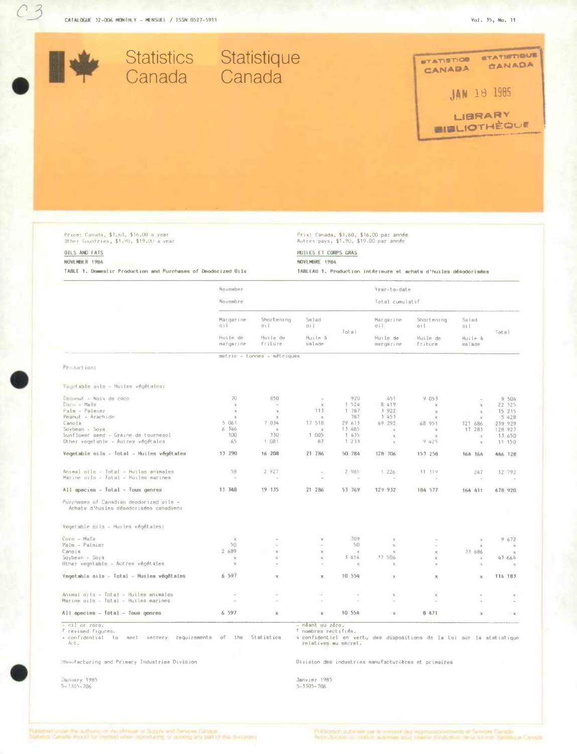Catalogue 32-006 Monthly - Mensuel / ISSN 0527-5911

Vol. 35, No. 11

# Statistics Canada Statistique Canada

STATISTICS CANADA STATISTIQUE CANADA
JAN 18 1985
LIBRARY BIBLIOTHÈQUE

Price: Canada, $1.60, $16.00 a year
Other Countries, $1.90, $19.00 a year

Prix: Canada, $1.60, $16.00 par année
Autres pays, $1.90, $19.00 par année

## OILS AND FATS / HUILES ET CORPS GRAS

NOVEMBER 1984 / NOVEMBRE 1984

TABLE 1. Domestic Production and Purchases of Deodorized Oils

TABLEAU 1. Production intérieure et achats d'huiles désodorisées

| | November Novembre | | | | Year-to-date Total cumulatif | | | |
|---|---|---|---|---|---|---|---|---|
| | Margarine oil Huile de margarine | Shortening oil Huile de friture | Salad oil Huile à salade | Total | Margarine oil Huile de margarine | Shortening oil Huile de friture | Salad oil Huile à salade | Total |
| | metric - tonnes - métriques | | | | | | | |
| **Production:** | | | | | | | | |
| Vegetable oils - Huiles végétales: | | | | | | | | |
| Coconut - Noix de coco | 70 | 850 | - | 920 | 451 | 9 053 | - | 9 504 |
| Corn - Maïs | x | - | x | 1 524 | 8 419 | x | x | 22 325 |
| Palm - Palmier | x | x | 113 | 1 787 | 3 922 | x | x | 15 215 |
| Peanut - Arachide | x | x | x | 787 | 3 453 | x | x | 5 428 |
| Canola | 5 061 | 7 034 | 17 518 | 29 613 | 49 292 | 68 951 | 121 686 | 239 929 |
| Soybean - Soya | 6 346 | x | x | 13 485 | x | x | 17 283 | 128 927 |
| Sunflower seed - Graine de tournesol | 100 | 330 | 1 005 | 1 435 | x | x | x | 13 650 |
| Other vegetable - Autres végétales | 65 | 1 081 | 87 | 1 233 | x | 9 425 | x | 11 150 |
| **Vegetable oils - Total - Huiles végétales** | 13 290 | 16 208 | 21 286 | 50 784 | 128 706 | 153 258 | 164 164 | 446 128 |
| Animal oils - Total - Huiles animales | 58 | 2 927 | - | 2 985 | 1 226 | 31 319 | 247 | 32 792 |
| Marine oils - Total - Huiles marines | - | - | - | - | - | - | - | - |
| **All species - Total - Tous genres** | 13 348 | 19 135 | 21 286 | 53 769 | 129 932 | 184 577 | 164 411 | 478 920 |
| **Purchases of Canadian deodorized oils - Achats d'huiles désodorisées canadien:** | | | | | | | | |
| Vegetable oils - Huiles végétales: | | | | | | | | |
| Corn - Maïs | x | - | x | 709 | x | - | x | 9 672 |
| Palm - Palmier | 50 | - | - | 50 | x | - | x | x |
| Canola | 2 689 | x | x | x | x | x | 33 686 | x |
| Soybean - Soya | x | x | x | 3 414 | 37 506 | x | x | 43 664 |
| Other vegetable - Autres végétales | x | - | - | x | x | x | x | x |
| **Vegetable oils - Total - Huiles végétales** | 6 597 | x | x | 10 554 | x | x | x | 116 183 |
| Animal oils - Total - Huiles animales | - | - | - | - | x | x | - | x |
| Marine oils - Total - Huiles marines | - | - | - | - | - | - | - | - |
| **All species - Total - Tous genres** | 6 597 | x | x | 10 554 | x | 8 471 | x | x |

- nil or zero.
r revised figures.
x confidential to meet secrecy requirements of the Statistics Act.

- néant ou zéro.
r nombres rectifiés.
x confidentiel en vertu des dispositions de la Loi sur la statistique relatives au secret.

Manufacturing and Primary Industries Division

Division des industries manufacturières et primaires

January 1985
5-3305-706

Janvier 1985
5-3305-706

Published under the authority of the Minister of Supply and Services Canada. Statistics Canada should be credited when reproducing or quoting any part of this document.

Publication autorisée par le ministre des Approvisionnements et Services Canada. Reproduction ou citation autorisée sous réserve d'indication de la source: Statistique Canada.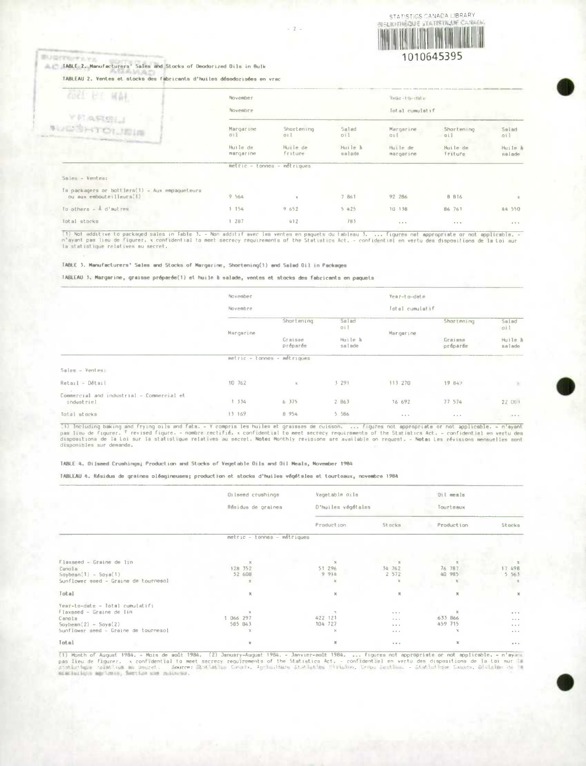TABLE 2. Manufacturers' Sales and Stocks of Deodorized Oils in Bulk

TABLEAU 2. Ventes et stocks des fabricants d'huiles désodorisées en vrac

| | November | | | Year-to-date | | |
|---|---|---|---|---|---|---|
| | Novembre | | | Total cumulatif | | |
| | Margarine oil | Shortening oil | Salad oil | Margarine oil | Shortening oil | Salad oil |
| | Huile de margarine | Huile de friture | Huile à salade | Huile de margarine | Huile de friture | Huile à salade |
| | metric - tonnes - métriques | | | | | |
| Sales - Ventes: | | | | | | |
| To packagers or bottlers(1) - Aux empaqueteurs ou aux embouteilleurs(1) | 9 564 | x | 7 861 | 92 286 | 8 816 | x |
| To others - À d'autres | 1 154 | 9 652 | 5 425 | 10 138 | 86 761 | 44 550 |
| Total stocks | 1 287 | 412 | 783 | ... | ... | ... |

(1) Not additive to packaged sales in Table 3. - Non additif avec les ventes en paquets du tableau 3. ... figures not appropriate or not applicable. - n'ayant pas lieu de figurer. x confidential to meet secrecy requirements of the Statistics Act. - confidentiel en vertu des dispositions de la Loi sur la statistique relatives au secret.

TABLE 3. Manufacturers' Sales and Stocks of Margarine, Shortening(1) and Salad Oil in Packages

TABLEAU 3. Margarine, graisse préparée(1) et huile à salade, ventes et stocks des fabricants en paquets

| | November | | | Year-to-date | | |
|---|---|---|---|---|---|---|
| | Novembre | | | Total cumulatif | | |
| | Margarine | Shortening | Salad oil | Margarine | Shortening | Salad oil |
| | | Graisse préparée | Huile à salade | | Graisse préparée | Huile à salade |
| | metric - tonnes - métriques | | | | | |
| Sales - Ventes: | | | | | | |
| Retail - Détail | 10 762 | x | 3 291 | 113 270 | 19 847 | x |
| Commercial and industrial - Commercial et industriel | 1 334 | 6 375 | 2 863 | 16 692 | 77 574 | 22 089 |
| Total stocks | 13 169 | 8 954 | 5 586 | ... | ... | ... |

(1) Including baking and frying oils and fats. - Y compris les huiles et graisses de cuisson. ... figures not appropriate or not applicable. - n'ayant pas lieu de figurer. r revised figure. - nombre rectifié. x confidential to meet secrecy requirements of the Statistics Act. - confidentiel en vertu des dispositions de la Loi sur la statistique relatives au secret. Note: Monthly revisions are available on request. - Nota: Les révisions mensuelles sont disponibles sur demande.

TABLE 4. Oilseed Crushings; Production and Stocks of Vegetable Oils and Oil Meals, November 1984

TABLEAU 4. Résidus de graines oléagineuses; production et stocks d'huiles végétales et tourteaux, novembre 1984

| | Oilseed crushings | Vegetable oils | | Oil meals | |
|---|---|---|---|---|---|
| | Résidus de graines | D'huiles végétales | | Tourteaux | |
| | | Production | Stocks | Production | Stocks |
| | metric - tonnes - métriques | | | | |
| Flaxseed - Graine de lin | x | x | x | x | x |
| Canola | 128 352 | 51 296 | 34 762 | 76 787 | 17 498 |
| Soybean(1) - Soya(1) | 52 608 | 9 914 | 2 572 | 40 985 | 5 563 |
| Sunflower seed - Graine de tournesol | x | x | x | x | x |
| Total | x | x | x | x | x |
| Year-to-date - Total cumulatif: | | | | | |
| Flaxseed - Graine de lin | x | x | ... | x | ... |
| Canola | 1 066 297 | 422 121 | ... | 633 866 | ... |
| Soybean(2) - Soya(2) | 585 843 | 104 727 | ... | 459 715 | ... |
| Sunflower seed - Graine de tournesol | x | x | ... | x | ... |
| Total | x | x | ... | x | ... |

(1) Month of August 1984. - Mois de août 1984. (2) January-August 1984. - Janvier-août 1984. ... figures not appropriate or not applicable. - n'ayant pas lieu de figurer. x confidential to meet secrecy requirements of the Statistics Act. - confidentiel en vertu des dispositions de la Loi sur la statistique relatives au secret. Source: Statistics Canada, Agriculture Statistics Division, Crops Section. - Statistique Canada, Division de la statistique agricole, Section des cultures.